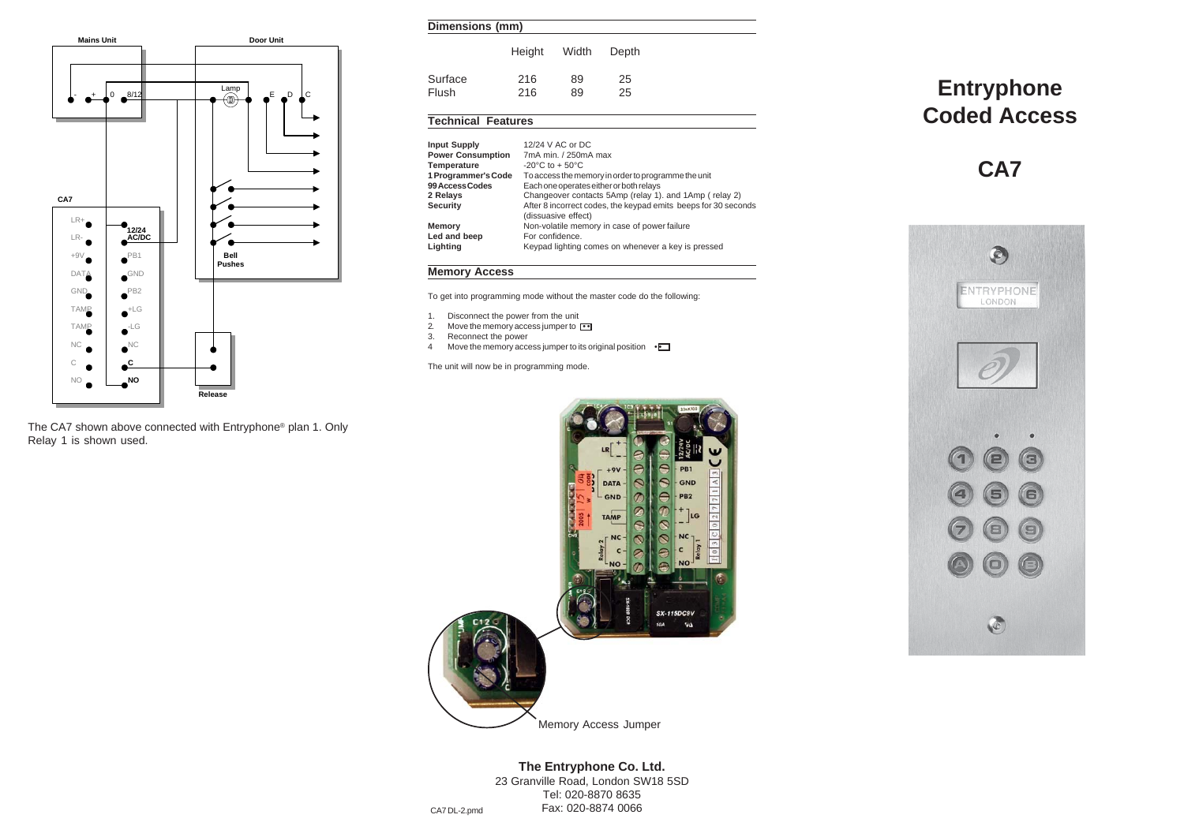The CA7 shown above connected with Entryphone® plan 1. Only Relay 1 is shown used.

## Dimensions (mm)

| | Height | Width | Depth |
|---|---|---|---|
| Surface | 216 | 89 | 25 |
| Flush | 216 | 89 | 25 |

## Technical Features

| | |
|---|---|
| **Input Supply** | 12/24 V AC or DC |
| **Power Consumption** | 7mA min. / 250mA max |
| **Temperature** | -20°C to + 50°C |
| **1 Programmer's Code** | To access the memory in order to programme the unit |
| **99 Access Codes** | Each one operates either or both relays |
| **2 Relays** | Changeover contacts 5Amp (relay 1). and 1Amp ( relay 2) |
| **Security** | After 8 incorrect codes, the keypad emits beeps for 30 seconds (dissuasive effect) |
| **Memory** | Non-volatile memory in case of power failure |
| **Led and beep** | For confidence. |
| **Lighting** | Keypad lighting comes on whenever a key is pressed |

## Memory Access

To get into programming mode without the master code do the following:

1. Disconnect the power from the unit
2. Move the memory access jumper to
3. Reconnect the power
4. Move the memory access jumper to its original position

The unit will now be in programming mode.

Memory Access Jumper

**The Entryphone Co. Ltd.**
23 Granville Road, London SW18 5SD
Tel: 020-8870 8635
Fax: 020-8874 0066

CA7 DL-2.pmd

# Entryphone Coded Access

# CA7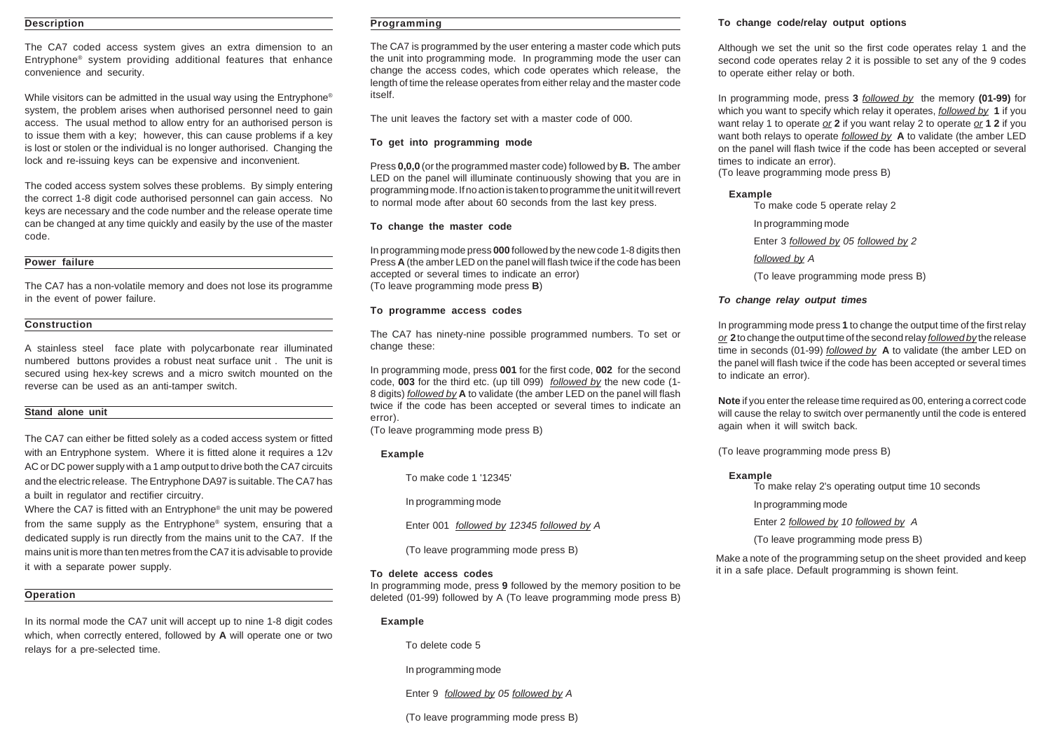## Description

The CA7 coded access system gives an extra dimension to an Entryphone® system providing additional features that enhance convenience and security.

While visitors can be admitted in the usual way using the Entryphone® system, the problem arises when authorised personnel need to gain access. The usual method to allow entry for an authorised person is to issue them with a key; however, this can cause problems if a key is lost or stolen or the individual is no longer authorised. Changing the lock and re-issuing keys can be expensive and inconvenient.

The coded access system solves these problems. By simply entering the correct 1-8 digit code authorised personnel can gain access. No keys are necessary and the code number and the release operate time can be changed at any time quickly and easily by the use of the master code.

## Power failure

The CA7 has a non-volatile memory and does not lose its programme in the event of power failure.

## Construction

A stainless steel face plate with polycarbonate rear illuminated numbered buttons provides a robust neat surface unit . The unit is secured using hex-key screws and a micro switch mounted on the reverse can be used as an anti-tamper switch.

## Stand alone unit

The CA7 can either be fitted solely as a coded access system or fitted with an Entryphone system. Where it is fitted alone it requires a 12v AC or DC power supply with a 1 amp output to drive both the CA7 circuits and the electric release. The Entryphone DA97 is suitable. The CA7 has a built in regulator and rectifier circuitry.

Where the CA7 is fitted with an Entryphone® the unit may be powered from the same supply as the Entryphone® system, ensuring that a dedicated supply is run directly from the mains unit to the CA7. If the mains unit is more than ten metres from the CA7 it is advisable to provide it with a separate power supply.

## Operation

In its normal mode the CA7 unit will accept up to nine 1-8 digit codes which, when correctly entered, followed by **A** will operate one or two relays for a pre-selected time.

## Programming

The CA7 is programmed by the user entering a master code which puts the unit into programming mode. In programming mode the user can change the access codes, which code operates which release, the length of time the release operates from either relay and the master code itself.

The unit leaves the factory set with a master code of 000.

### To get into programming mode

Press **0,0,0** (or the programmed master code) followed by **B.** The amber LED on the panel will illuminate continuously showing that you are in programming mode. If no action is taken to programme the unit it will revert to normal mode after about 60 seconds from the last key press.

### To change the master code

In programming mode press **000** followed by the new code 1-8 digits then Press **A** (the amber LED on the panel will flash twice if the code has been accepted or several times to indicate an error)
(To leave programming mode press **B**)

### To programme access codes

The CA7 has ninety-nine possible programmed numbers. To set or change these:

In programming mode, press **001** for the first code, **002** for the second code, **003** for the third etc. (up till 099) _followed by_ the new code (1-8 digits) _followed by_ **A** to validate (the amber LED on the panel will flash twice if the code has been accepted or several times to indicate an error).
(To leave programming mode press B)

**Example**

To make code 1 '12345'

In programming mode

Enter 001 _followed by_ *12345* _followed by_ *A*

(To leave programming mode press B)

### To delete access codes

In programming mode, press **9** followed by the memory position to be deleted (01-99) followed by A (To leave programming mode press B)

**Example**

To delete code 5

In programming mode

Enter 9 _followed by_ *05* _followed by_ *A*

(To leave programming mode press B)

### To change code/relay output options

Although we set the unit so the first code operates relay 1 and the second code operates relay 2 it is possible to set any of the 9 codes to operate either relay or both.

In programming mode, press **3** _followed by_ the memory **(01-99)** for which you want to specify which relay it operates, _followed by_ **1** if you want relay 1 to operate _or_ **2** if you want relay 2 to operate _or_ **1 2** if you want both relays to operate _followed by_ **A** to validate (the amber LED on the panel will flash twice if the code has been accepted or several times to indicate an error).
(To leave programming mode press B)

**Example**

To make code 5 operate relay 2

In programming mode

Enter 3 _followed by_ *05* _followed by_ *2*

_followed by_ *A*

(To leave programming mode press B)

### *To change relay output times*

In programming mode press **1** to change the output time of the first relay _or_ **2** to change the output time of the second relay _followed by_ the release time in seconds (01-99) _followed by_ **A** to validate (the amber LED on the panel will flash twice if the code has been accepted or several times to indicate an error).

**Note** if you enter the release time required as 00, entering a correct code will cause the relay to switch over permanently until the code is entered again when it will switch back.

(To leave programming mode press B)

**Example**

To make relay 2's operating output time 10 seconds

In programming mode

Enter 2 _followed by_ *10* _followed by_ *A*

(To leave programming mode press B)

Make a note of the programming setup on the sheet provided and keep it in a safe place. Default programming is shown feint.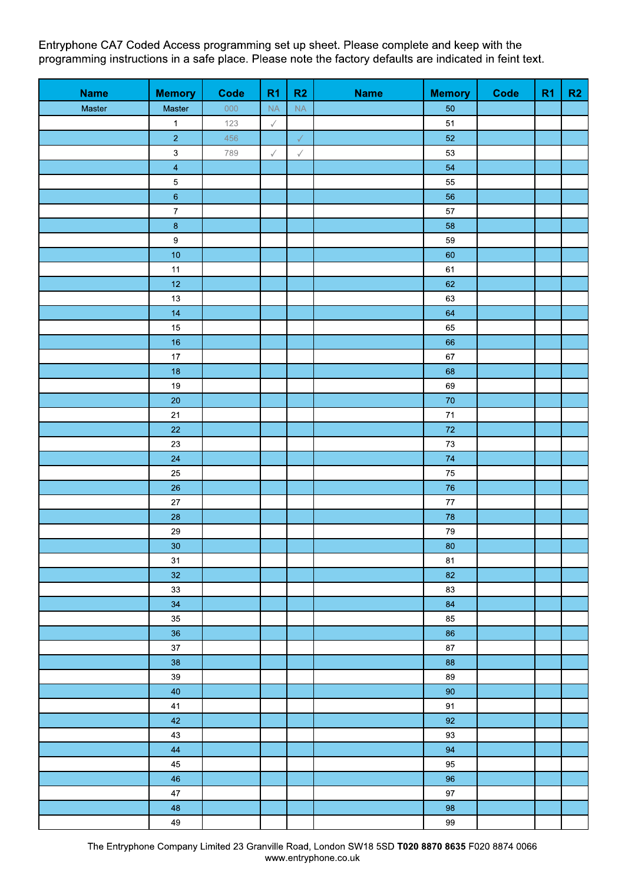Entryphone CA7 Coded Access programming set up sheet. Please complete and keep with the programming instructions in a safe place. Please note the factory defaults are indicated in feint text.

| Name | Memory | Code | R1 | R2 | Name | Memory | Code | R1 | R2 |
|---|---|---|---|---|---|---|---|---|---|
| Master | Master | 000 | NA | NA | | 50 | | | |
| | 1 | 123 | ✓ | | | 51 | | | |
| | 2 | 456 | | ✓ | | 52 | | | |
| | 3 | 789 | ✓ | ✓ | | 53 | | | |
| | 4 | | | | | 54 | | | |
| | 5 | | | | | 55 | | | |
| | 6 | | | | | 56 | | | |
| | 7 | | | | | 57 | | | |
| | 8 | | | | | 58 | | | |
| | 9 | | | | | 59 | | | |
| | 10 | | | | | 60 | | | |
| | 11 | | | | | 61 | | | |
| | 12 | | | | | 62 | | | |
| | 13 | | | | | 63 | | | |
| | 14 | | | | | 64 | | | |
| | 15 | | | | | 65 | | | |
| | 16 | | | | | 66 | | | |
| | 17 | | | | | 67 | | | |
| | 18 | | | | | 68 | | | |
| | 19 | | | | | 69 | | | |
| | 20 | | | | | 70 | | | |
| | 21 | | | | | 71 | | | |
| | 22 | | | | | 72 | | | |
| | 23 | | | | | 73 | | | |
| | 24 | | | | | 74 | | | |
| | 25 | | | | | 75 | | | |
| | 26 | | | | | 76 | | | |
| | 27 | | | | | 77 | | | |
| | 28 | | | | | 78 | | | |
| | 29 | | | | | 79 | | | |
| | 30 | | | | | 80 | | | |
| | 31 | | | | | 81 | | | |
| | 32 | | | | | 82 | | | |
| | 33 | | | | | 83 | | | |
| | 34 | | | | | 84 | | | |
| | 35 | | | | | 85 | | | |
| | 36 | | | | | 86 | | | |
| | 37 | | | | | 87 | | | |
| | 38 | | | | | 88 | | | |
| | 39 | | | | | 89 | | | |
| | 40 | | | | | 90 | | | |
| | 41 | | | | | 91 | | | |
| | 42 | | | | | 92 | | | |
| | 43 | | | | | 93 | | | |
| | 44 | | | | | 94 | | | |
| | 45 | | | | | 95 | | | |
| | 46 | | | | | 96 | | | |
| | 47 | | | | | 97 | | | |
| | 48 | | | | | 98 | | | |
| | 49 | | | | | 99 | | | |

The Entryphone Company Limited 23 Granville Road, London SW18 5SD **T020 8870 8635** F020 8874 0066
www.entryphone.co.uk